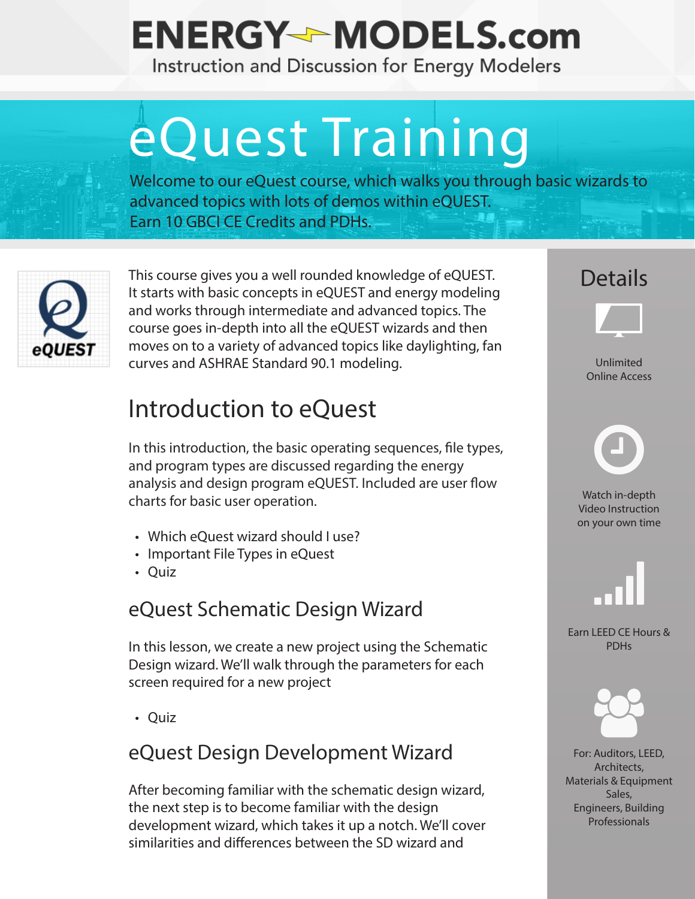# ENERGY-MODELS.com

Instruction and Discussion for Energy Modelers

# eQuest Training

Welcome to our eQuest course, which walks you through basic wizards to advanced topics with lots of demos within eQUEST. Earn 10 GBCI CE Credits and PDHs.

This course gives you a well rounded knowledge of eQUEST. It starts with basic concepts in eQUEST and energy modeling and works through intermediate and advanced topics. The course goes in-depth into all the eQUEST wizards and then moves on to a variety of advanced topics like daylighting, fan curves and ASHRAE Standard 90.1 modeling.

## Introduction to eQuest

In this introduction, the basic operating sequences, file types, and program types are discussed regarding the energy analysis and design program eQUEST. Included are user flow charts for basic user operation.

- Which eQuest wizard should I use?
- Important File Types in eQuest
- Quiz

## eQuest Schematic Design Wizard

In this lesson, we create a new project using the Schematic Design wizard. We'll walk through the parameters for each screen required for a new project

- Quiz

## eQuest Design Development Wizard

After becoming familiar with the schematic design wizard, the next step is to become familiar with the design development wizard, which takes it up a notch. We'll cover similarities and differences between the SD wizard and

## Details

Unlimited Online Access

Watch in-depth Video Instruction on your own time

Earn LEED CE Hours & PDHs

For: Auditors, LEED, Architects, Materials & Equipment Sales, Engineers, Building Professionals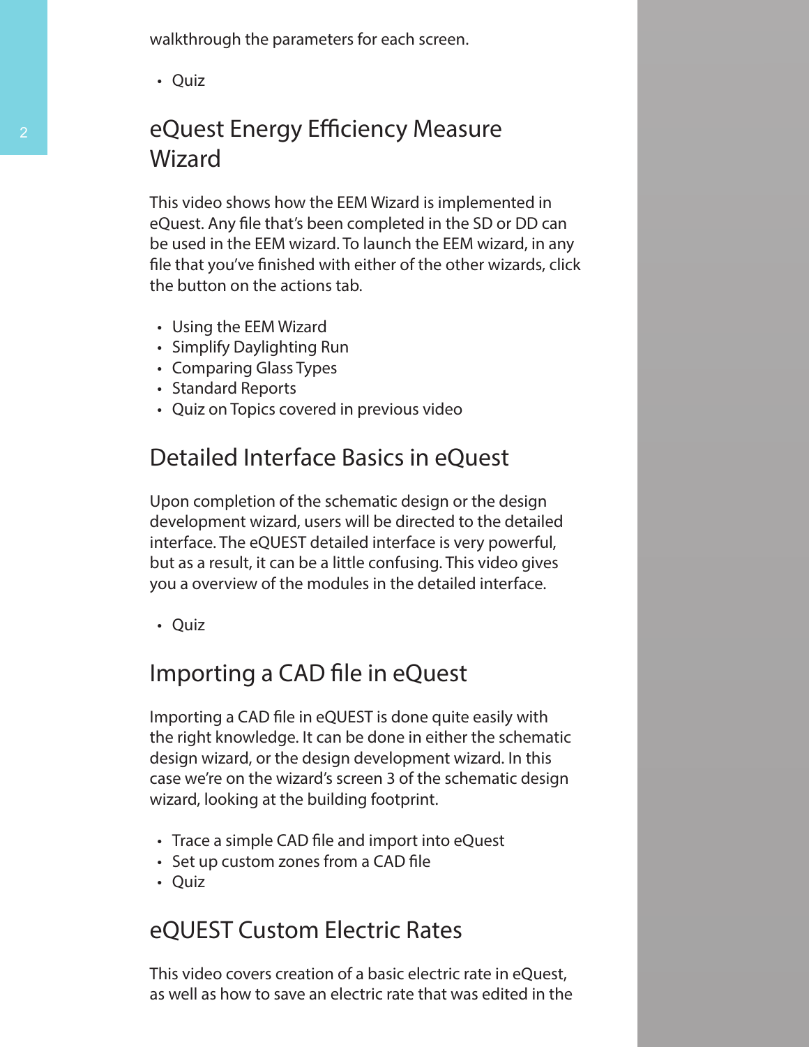walkthrough the parameters for each screen.

- Quiz

## eQuest Energy Efficiency Measure Wizard

This video shows how the EEM Wizard is implemented in eQuest. Any file that's been completed in the SD or DD can be used in the EEM wizard. To launch the EEM wizard, in any file that you've finished with either of the other wizards, click the button on the actions tab.

- Using the EEM Wizard
- Simplify Daylighting Run
- Comparing Glass Types
- Standard Reports
- Quiz on Topics covered in previous video

## Detailed Interface Basics in eQuest

Upon completion of the schematic design or the design development wizard, users will be directed to the detailed interface. The eQUEST detailed interface is very powerful, but as a result, it can be a little confusing. This video gives you a overview of the modules in the detailed interface.

- Quiz

## Importing a CAD file in eQuest

Importing a CAD file in eQUEST is done quite easily with the right knowledge. It can be done in either the schematic design wizard, or the design development wizard. In this case we're on the wizard's screen 3 of the schematic design wizard, looking at the building footprint.

- Trace a simple CAD file and import into eQuest
- Set up custom zones from a CAD file
- Quiz

## eQUEST Custom Electric Rates

This video covers creation of a basic electric rate in eQuest, as well as how to save an electric rate that was edited in the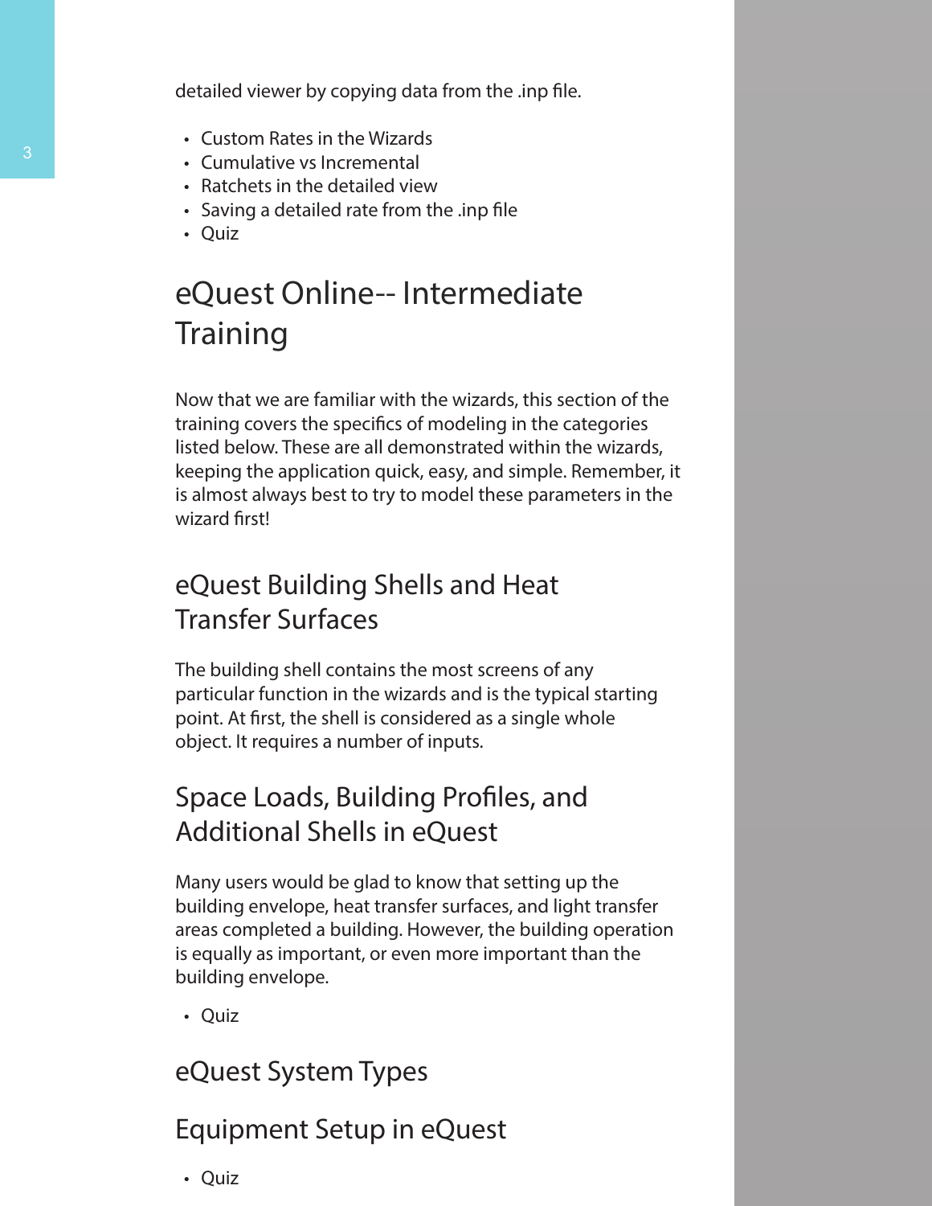detailed viewer by copying data from the .inp file.

- Custom Rates in the Wizards
- Cumulative vs Incremental
- Ratchets in the detailed view
- Saving a detailed rate from the .inp file
- Quiz

# eQuest Online-- Intermediate Training

Now that we are familiar with the wizards, this section of the training covers the specifics of modeling in the categories listed below. These are all demonstrated within the wizards, keeping the application quick, easy, and simple. Remember, it is almost always best to try to model these parameters in the wizard first!

## eQuest Building Shells and Heat Transfer Surfaces

The building shell contains the most screens of any particular function in the wizards and is the typical starting point. At first, the shell is considered as a single whole object. It requires a number of inputs.

## Space Loads, Building Profiles, and Additional Shells in eQuest

Many users would be glad to know that setting up the building envelope, heat transfer surfaces, and light transfer areas completed a building. However, the building operation is equally as important, or even more important than the building envelope.

- Quiz

## eQuest System Types

## Equipment Setup in eQuest

- Quiz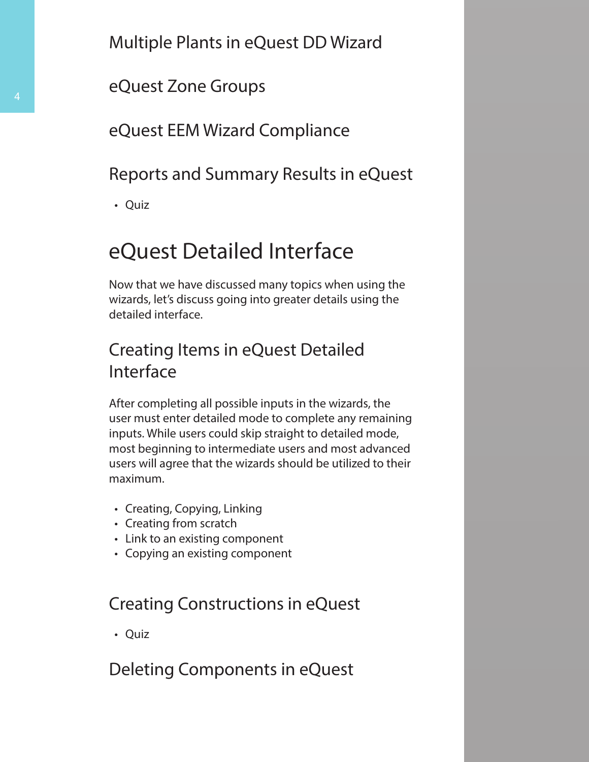### Multiple Plants in eQuest DD Wizard

### eQuest Zone Groups

### eQuest EEM Wizard Compliance

### Reports and Summary Results in eQuest

- Quiz

## eQuest Detailed Interface

Now that we have discussed many topics when using the wizards, let's discuss going into greater details using the detailed interface.

### Creating Items in eQuest Detailed Interface

After completing all possible inputs in the wizards, the user must enter detailed mode to complete any remaining inputs. While users could skip straight to detailed mode, most beginning to intermediate users and most advanced users will agree that the wizards should be utilized to their maximum.

- Creating, Copying, Linking
- Creating from scratch
- Link to an existing component
- Copying an existing component

### Creating Constructions in eQuest

- Quiz

### Deleting Components in eQuest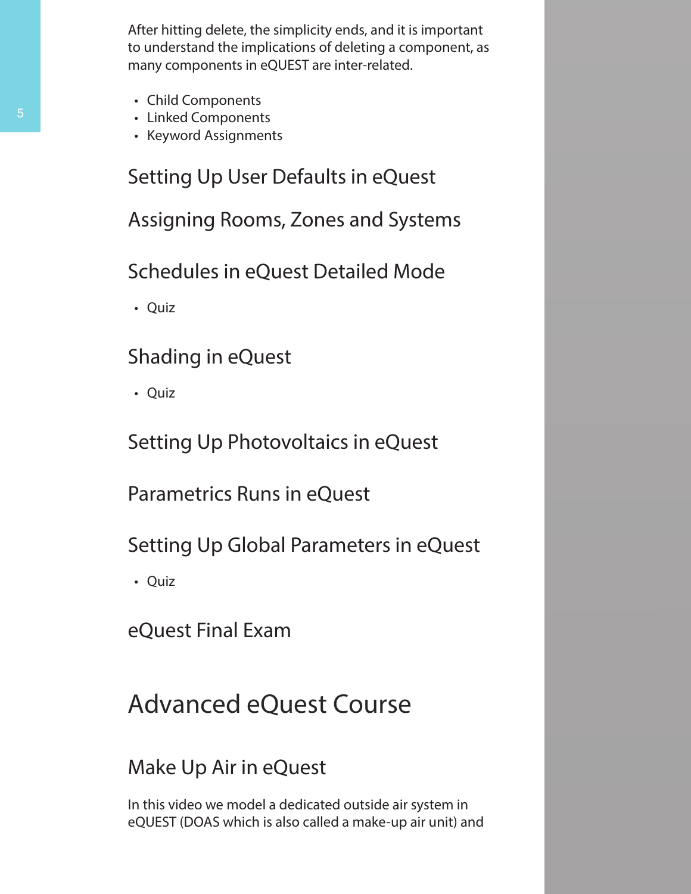After hitting delete, the simplicity ends, and it is important to understand the implications of deleting a component, as many components in eQUEST are inter-related.

- Child Components
- Linked Components
- Keyword Assignments

## Setting Up User Defaults in eQuest

## Assigning Rooms, Zones and Systems

## Schedules in eQuest Detailed Mode

- Quiz

## Shading in eQuest

- Quiz

## Setting Up Photovoltaics in eQuest

## Parametrics Runs in eQuest

## Setting Up Global Parameters in eQuest

- Quiz

## eQuest Final Exam

# Advanced eQuest Course

## Make Up Air in eQuest

In this video we model a dedicated outside air system in eQUEST (DOAS which is also called a make-up air unit) and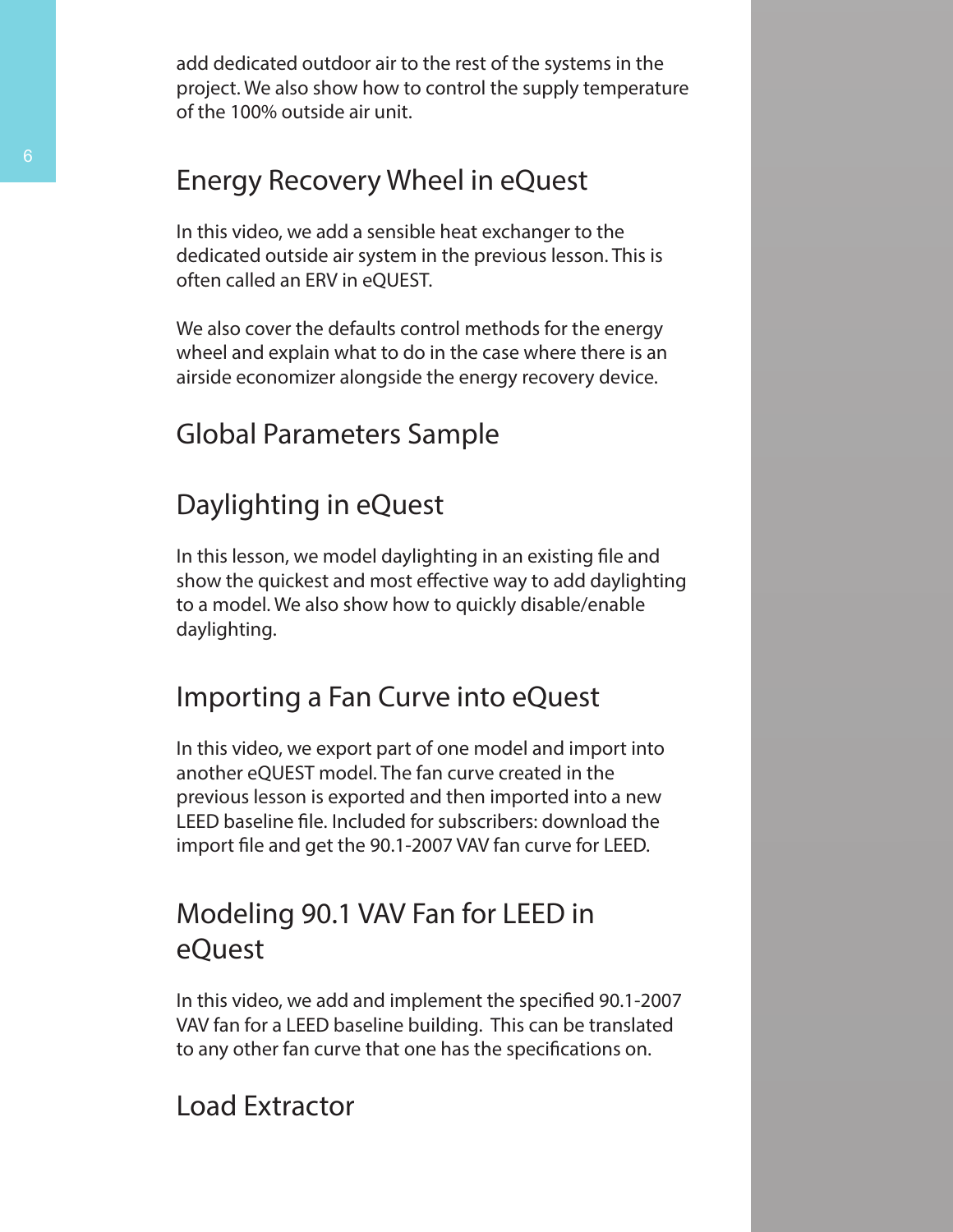add dedicated outdoor air to the rest of the systems in the project. We also show how to control the supply temperature of the 100% outside air unit.

## Energy Recovery Wheel in eQuest

In this video, we add a sensible heat exchanger to the dedicated outside air system in the previous lesson. This is often called an ERV in eQUEST.

We also cover the defaults control methods for the energy wheel and explain what to do in the case where there is an airside economizer alongside the energy recovery device.

## Global Parameters Sample

## Daylighting in eQuest

In this lesson, we model daylighting in an existing file and show the quickest and most effective way to add daylighting to a model. We also show how to quickly disable/enable daylighting.

## Importing a Fan Curve into eQuest

In this video, we export part of one model and import into another eQUEST model. The fan curve created in the previous lesson is exported and then imported into a new LEED baseline file. Included for subscribers: download the import file and get the 90.1-2007 VAV fan curve for LEED.

## Modeling 90.1 VAV Fan for LEED in eQuest

In this video, we add and implement the specified 90.1-2007 VAV fan for a LEED baseline building. This can be translated to any other fan curve that one has the specifications on.

## Load Extractor